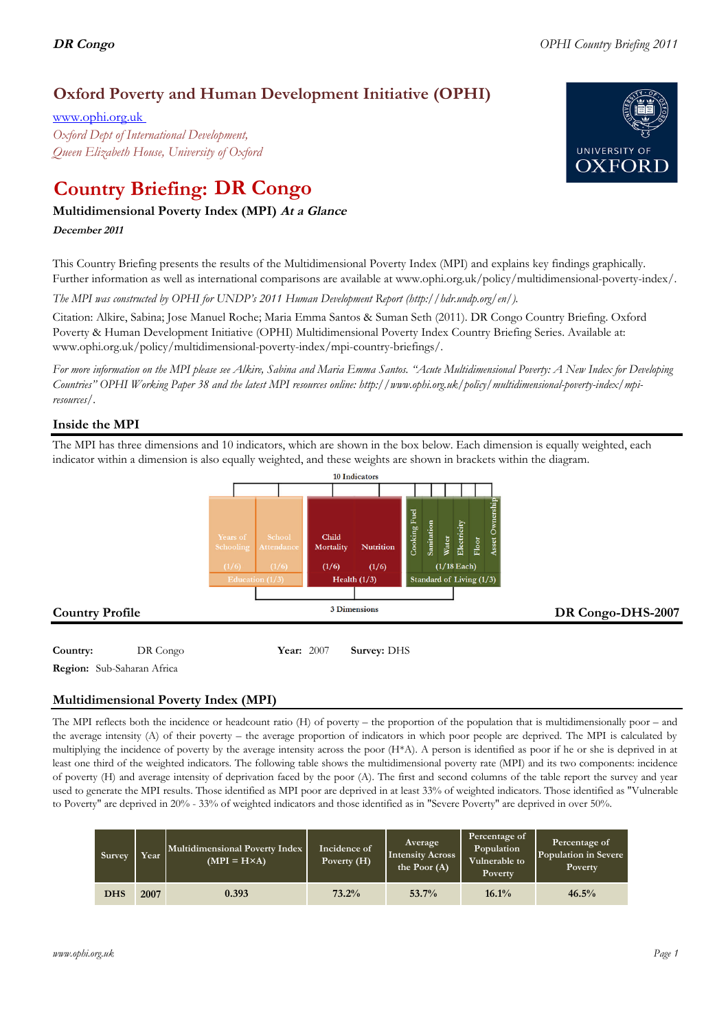## Oxford Poverty and Human Development Initiative (OPHI)

www.ophi.org.uk

*Oxford Dept of International Development,*
*Queen Elizabeth House, University of Oxford*

# Country Briefing: DR Congo

### Multidimensional Poverty Index (MPI) *At a Glance*

***December 2011***

This Country Briefing presents the results of the Multidimensional Poverty Index (MPI) and explains key findings graphically. Further information as well as international comparisons are available at www.ophi.org.uk/policy/multidimensional-poverty-index/.

*The MPI was constructed by OPHI for UNDP's 2011 Human Development Report (http://hdr.undp.org/en/).*

Citation: Alkire, Sabina; Jose Manuel Roche; Maria Emma Santos & Suman Seth (2011). DR Congo Country Briefing. Oxford Poverty & Human Development Initiative (OPHI) Multidimensional Poverty Index Country Briefing Series. Available at: www.ophi.org.uk/policy/multidimensional-poverty-index/mpi-country-briefings/.

*For more information on the MPI please see Alkire, Sabina and Maria Emma Santos. "Acute Multidimensional Poverty: A New Index for Developing Countries" OPHI Working Paper 38 and the latest MPI resources online: http://www.ophi.org.uk/policy/multidimensional-poverty-index/mpi-resources/.*

## Inside the MPI

The MPI has three dimensions and 10 indicators, which are shown in the box below. Each dimension is equally weighted, each indicator within a dimension is also equally weighted, and these weights are shown in brackets within the diagram.

10 Indicators

| Years of Schooling | School Attendance | Child Mortality | Nutrition | Cooking Fuel | Sanitation | Water | Electricity | Floor | Asset Ownership |
|---|---|---|---|---|---|---|---|---|---|
| (1/6) | (1/6) | (1/6) | (1/6) | (1/18 Each) | | | | | |
| Education (1/3) | | Health (1/3) | | Standard of Living (1/3) | | | | | |

3 Dimensions

## Country Profile

**DR Congo-DHS-2007**

**Country:** DR Congo **Year:** 2007 **Survey:** DHS

**Region:** Sub-Saharan Africa

## Multidimensional Poverty Index (MPI)

The MPI reflects both the incidence or headcount ratio (H) of poverty – the proportion of the population that is multidimensionally poor – and the average intensity (A) of their poverty – the average proportion of indicators in which poor people are deprived. The MPI is calculated by multiplying the incidence of poverty by the average intensity across the poor (H*A). A person is identified as poor if he or she is deprived in at least one third of the weighted indicators. The following table shows the multidimensional poverty rate (MPI) and its two components: incidence of poverty (H) and average intensity of deprivation faced by the poor (A). The first and second columns of the table report the survey and year used to generate the MPI results. Those identified as MPI poor are deprived in at least 33% of weighted indicators. Those identified as "Vulnerable to Poverty" are deprived in 20% - 33% of weighted indicators and those identified as in "Severe Poverty" are deprived in over 50%.

| Survey | Year | Multidimensional Poverty Index (MPI = H×A) | Incidence of Poverty (H) | Average Intensity Across the Poor (A) | Percentage of Population Vulnerable to Poverty | Percentage of Population in Severe Poverty |
|---|---|---|---|---|---|---|
| DHS | 2007 | 0.393 | 73.2% | 53.7% | 16.1% | 46.5% |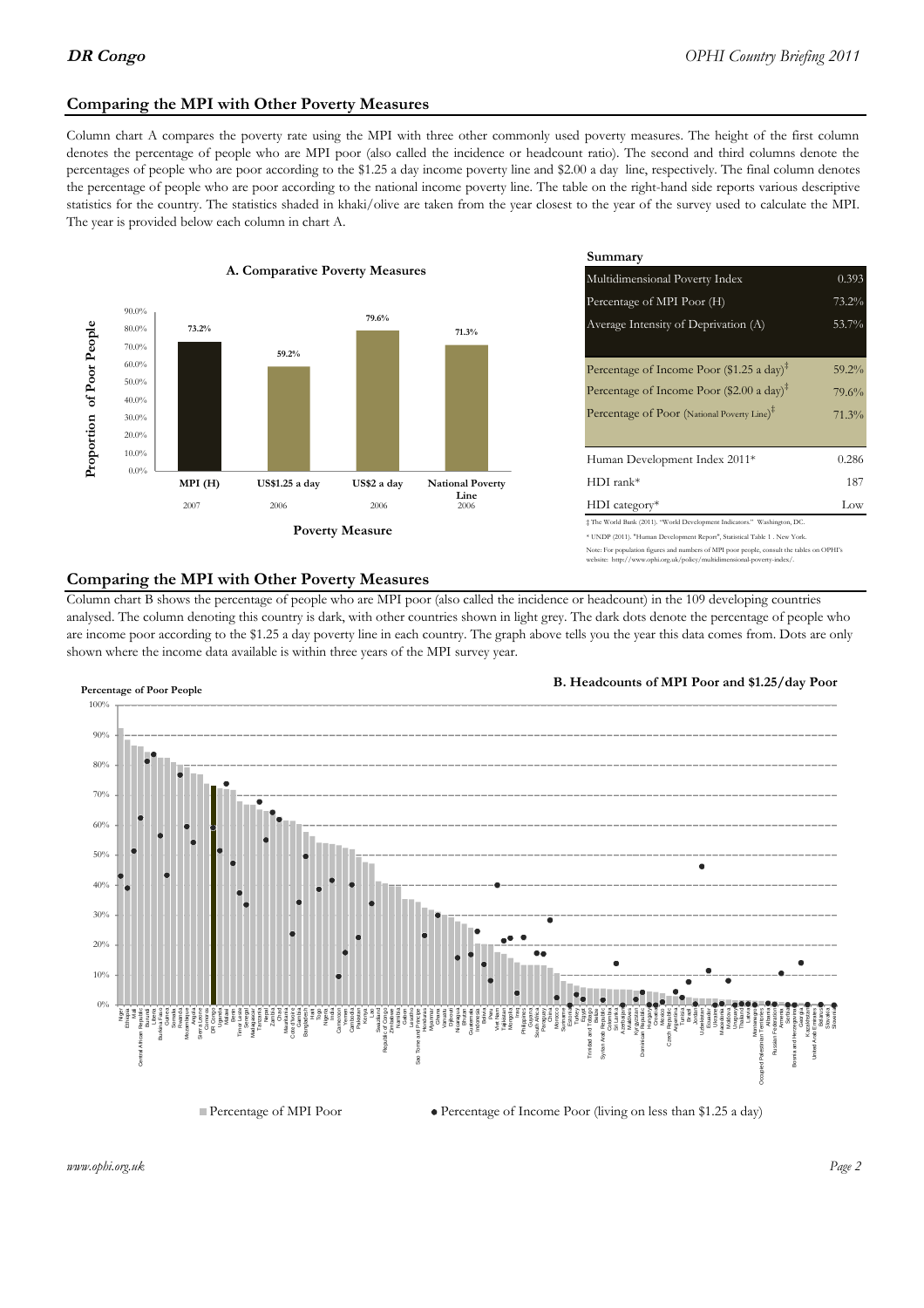## Comparing the MPI with Other Poverty Measures

Column chart A compares the poverty rate using the MPI with three other commonly used poverty measures. The height of the first column denotes the percentage of people who are MPI poor (also called the incidence or headcount ratio). The second and third columns denote the percentages of people who are poor according to the $1.25 a day income poverty line and $2.00 a day line, respectively. The final column denotes the percentage of people who are poor according to the national income poverty line. The table on the right-hand side reports various descriptive statistics for the country. The statistics shaded in khaki/olive are taken from the year closest to the year of the survey used to calculate the MPI. The year is provided below each column in chart A.

**A. Comparative Poverty Measures**

| Poverty Measure | Proportion of Poor People | Year |
|---|---|---|
| MPI (H) | 73.2% | 2007 |
| US$1.25 a day | 59.2% | 2006 |
| US$2 a day | 79.6% | 2006 |
| National Poverty Line | 71.3% | 2006 |

**Summary**

| | |
|---|---|
| Multidimensional Poverty Index | 0.393 |
| Percentage of MPI Poor (H) | 73.2% |
| Average Intensity of Deprivation (A) | 53.7% |
| Percentage of Income Poor ($1.25 a day)‡ | 59.2% |
| Percentage of Income Poor ($2.00 a day)‡ | 79.6% |
| Percentage of Poor (National Poverty Line)‡ | 71.3% |
| Human Development Index 2011* | 0.286 |
| HDI rank* | 187 |
| HDI category* | Low |

‡ The World Bank (2011). "World Development Indicators." Washington, DC.

* UNDP (2011). "Human Development Report", Statistical Table 1 . New York.

Note: For population figures and numbers of MPI poor people, consult the tables on OPHI's website: http://www.ophi.org.uk/policy/multidimensional-poverty-index/.

## Comparing the MPI with Other Poverty Measures

Column chart B shows the percentage of people who are MPI poor (also called the incidence or headcount) in the 109 developing countries analysed. The column denoting this country is dark, with other countries shown in light grey. The dark dots denote the percentage of people who are income poor according to the $1.25 a day poverty line in each country. The graph above tells you the year this data comes from. Dots are only shown where the income data available is within three years of the MPI survey year.

**B. Headcounts of MPI Poor and $1.25/day Poor**

■ Percentage of MPI Poor ● Percentage of Income Poor (living on less than $1.25 a day)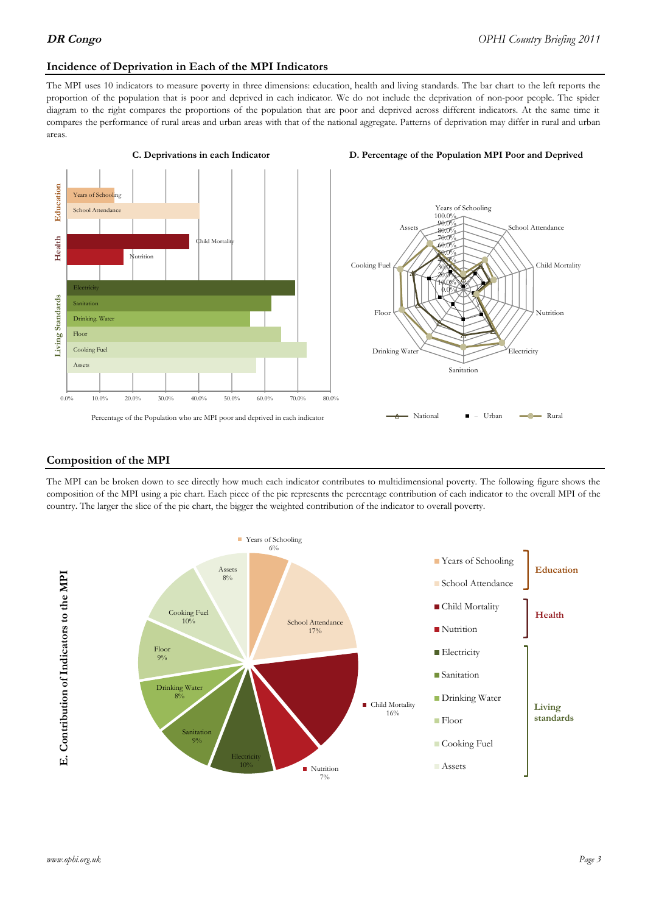## Incidence of Deprivation in Each of the MPI Indicators

The MPI uses 10 indicators to measure poverty in three dimensions: education, health and living standards. The bar chart to the left reports the proportion of the population that is poor and deprived in each indicator. We do not include the deprivation of non-poor people. The spider diagram to the right compares the proportions of the population that are poor and deprived across different indicators. At the same time it compares the performance of rural areas and urban areas with that of the national aggregate. Patterns of deprivation may differ in rural and urban areas.

**C. Deprivations in each Indicator**

Education: Years of Schooling, School Attendance
Health: Child Mortality, Nutrition
Living Standards: Electricity, Sanitation, Drinking Water, Floor, Cooking Fuel, Assets

0.0% 10.0% 20.0% 30.0% 40.0% 50.0% 60.0% 70.0% 80.0%

Percentage of the Population who are MPI poor and deprived in each indicator

**D. Percentage of the Population MPI Poor and Deprived**

Years of Schooling, School Attendance, Child Mortality, Nutrition, Electricity, Sanitation, Drinking Water, Floor, Cooking Fuel, Assets

0.0% 10.0% 20.0% 30.0% 40.0% 50.0% 60.0% 70.0% 80.0% 90.0% 100.0%

National Urban Rural

## Composition of the MPI

The MPI can be broken down to see directly how much each indicator contributes to multidimensional poverty. The following figure shows the composition of the MPI using a pie chart. Each piece of the pie represents the percentage contribution of each indicator to the overall MPI of the country. The larger the slice of the pie chart, the bigger the weighted contribution of the indicator to overall poverty.

**E. Contribution of Indicators to the MPI**

| Dimension | Indicator | Contribution |
|---|---|---|
| Education | Years of Schooling | 6% |
| | School Attendance | 17% |
| Health | Child Mortality | 16% |
| | Nutrition | 7% |
| Living standards | Electricity | 10% |
| | Sanitation | 9% |
| | Drinking Water | 8% |
| | Floor | 9% |
| | Cooking Fuel | 10% |
| | Assets | 8% |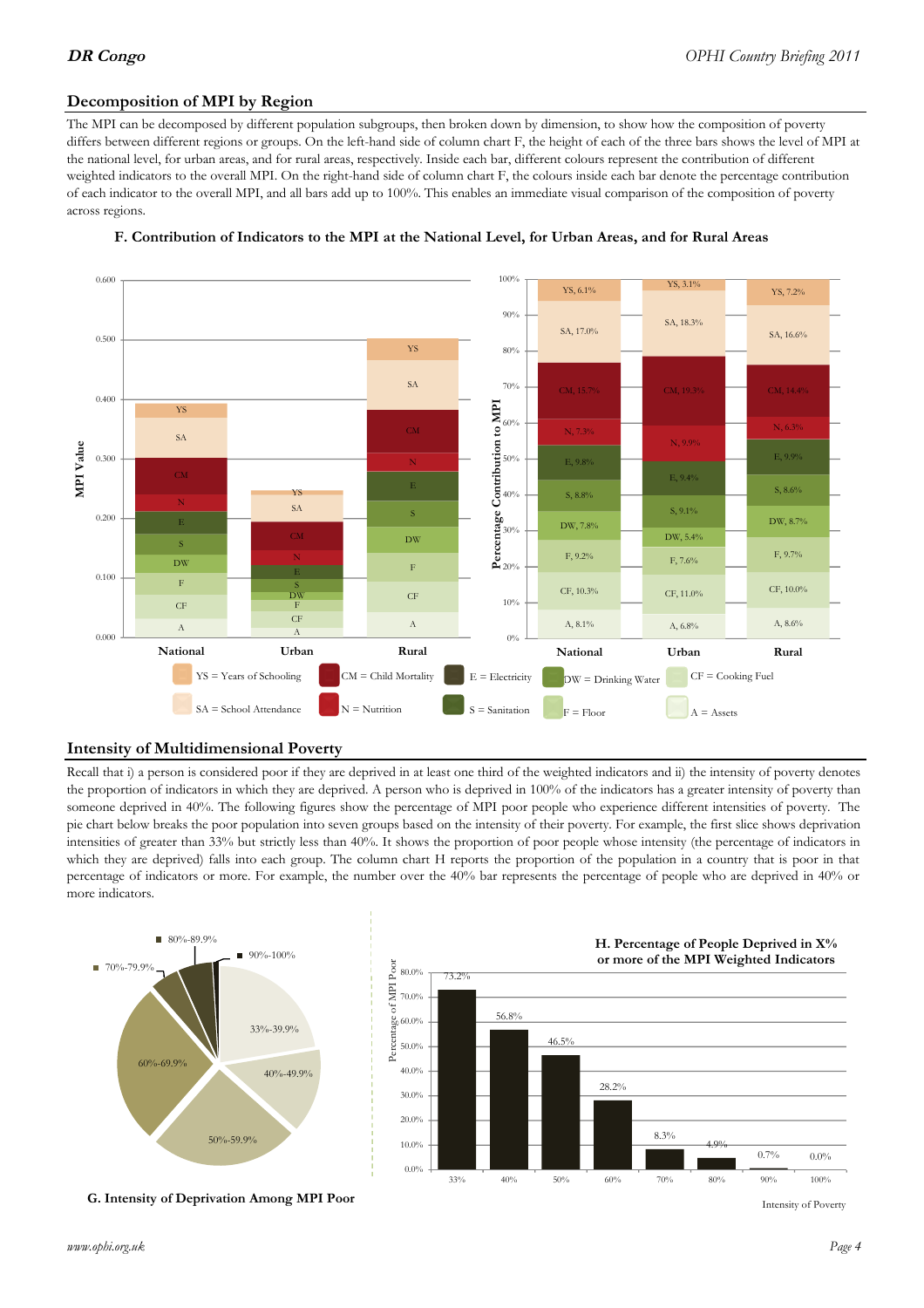## Decomposition of MPI by Region

The MPI can be decomposed by different population subgroups, then broken down by dimension, to show how the composition of poverty differs between different regions or groups. On the left-hand side of column chart F, the height of each of the three bars shows the level of MPI at the national level, for urban areas, and for rural areas, respectively. Inside each bar, different colours represent the contribution of different weighted indicators to the overall MPI. On the right-hand side of column chart F, the colours inside each bar denote the percentage contribution of each indicator to the overall MPI, and all bars add up to 100%. This enables an immediate visual comparison of the composition of poverty across regions.

**F. Contribution of Indicators to the MPI at the National Level, for Urban Areas, and for Rural Areas**

| Indicator | National | Urban | Rural |
|---|---|---|---|
| YS | 6.1% | 3.1% | 7.2% |
| SA | 17.0% | 18.3% | 16.6% |
| CM | 15.7% | 19.3% | 14.4% |
| N | 7.3% | 9.9% | 6.3% |
| E | 9.8% | 9.4% | 9.9% |
| S | 8.8% | 9.1% | 8.6% |
| DW | 7.8% | 5.4% | 8.7% |
| F | 9.2% | 7.6% | 9.7% |
| CF | 10.3% | 11.0% | 10.0% |
| A | 8.1% | 6.8% | 8.6% |

YS = Years of Schooling; SA = School Attendance; CM = Child Mortality; N = Nutrition; E = Electricity; S = Sanitation; DW = Drinking Water; F = Floor; CF = Cooking Fuel; A = Assets

## Intensity of Multidimensional Poverty

Recall that i) a person is considered poor if they are deprived in at least one third of the weighted indicators and ii) the intensity of poverty denotes the proportion of indicators in which they are deprived. A person who is deprived in 100% of the indicators has a greater intensity of poverty than someone deprived in 40%. The following figures show the percentage of MPI poor people who experience different intensities of poverty. The pie chart below breaks the poor population into seven groups based on the intensity of their poverty. For example, the first slice shows deprivation intensities of greater than 33% but strictly less than 40%. It shows the proportion of poor people whose intensity (the percentage of indicators in which they are deprived) falls into each group. The column chart H reports the proportion of the population in a country that is poor in that percentage of indicators or more. For example, the number over the 40% bar represents the percentage of people who are deprived in 40% or more indicators.

**G. Intensity of Deprivation Among MPI Poor**

Groups: 33%-39.9%, 40%-49.9%, 50%-59.9%, 60%-69.9%, 70%-79.9%, 80%-89.9%, 90%-100%

**H. Percentage of People Deprived in X% or more of the MPI Weighted Indicators**

| Intensity of Poverty | Percentage of MPI Poor |
|---|---|
| 33% | 73.2% |
| 40% | 56.8% |
| 50% | 46.5% |
| 60% | 28.2% |
| 70% | 8.3% |
| 80% | 4.9% |
| 90% | 0.7% |
| 100% | 0.0% |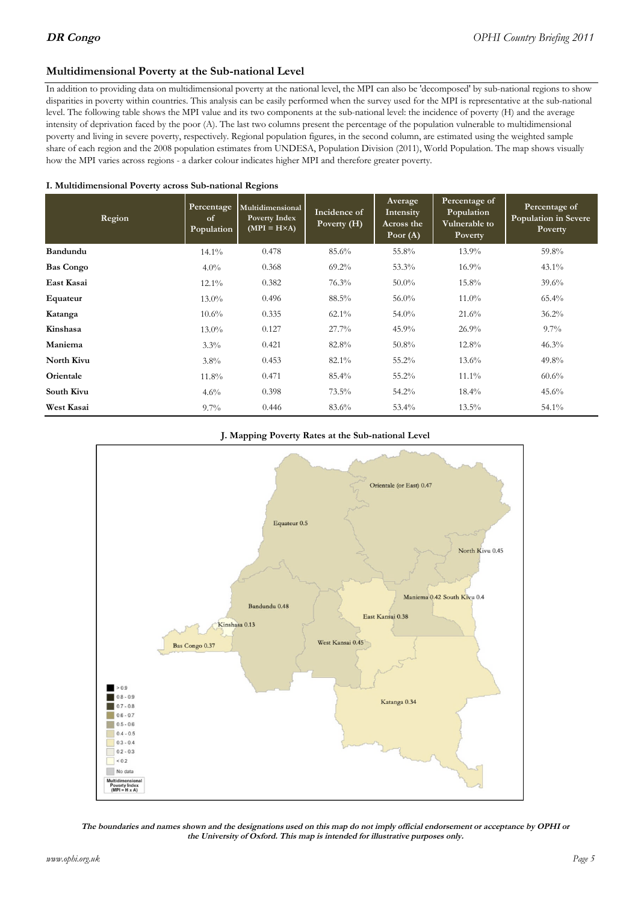## Multidimensional Poverty at the Sub-national Level

In addition to providing data on multidimensional poverty at the national level, the MPI can also be 'decomposed' by sub-national regions to show disparities in poverty within countries. This analysis can be easily performed when the survey used for the MPI is representative at the sub-national level. The following table shows the MPI value and its two components at the sub-national level: the incidence of poverty (H) and the average intensity of deprivation faced by the poor (A). The last two columns present the percentage of the population vulnerable to multidimensional poverty and living in severe poverty, respectively. Regional population figures, in the second column, are estimated using the weighted sample share of each region and the 2008 population estimates from UNDESA, Population Division (2011), World Population. The map shows visually how the MPI varies across regions - a darker colour indicates higher MPI and therefore greater poverty.

**I. Multidimensional Poverty across Sub-national Regions**

| Region | Percentage of Population | Multidimensional Poverty Index (MPI = H×A) | Incidence of Poverty (H) | Average Intensity Across the Poor (A) | Percentage of Population Vulnerable to Poverty | Percentage of Population in Severe Poverty |
|---|---|---|---|---|---|---|
| **Bandundu** | 14.1% | 0.478 | 85.6% | 55.8% | 13.9% | 59.8% |
| **Bas Congo** | 4.0% | 0.368 | 69.2% | 53.3% | 16.9% | 43.1% |
| **East Kasai** | 12.1% | 0.382 | 76.3% | 50.0% | 15.8% | 39.6% |
| **Equateur** | 13.0% | 0.496 | 88.5% | 56.0% | 11.0% | 65.4% |
| **Katanga** | 10.6% | 0.335 | 62.1% | 54.0% | 21.6% | 36.2% |
| **Kinshasa** | 13.0% | 0.127 | 27.7% | 45.9% | 26.9% | 9.7% |
| **Maniema** | 3.3% | 0.421 | 82.8% | 50.8% | 12.8% | 46.3% |
| **North Kivu** | 3.8% | 0.453 | 82.1% | 55.2% | 13.6% | 49.8% |
| **Orientale** | 11.8% | 0.471 | 85.4% | 55.2% | 11.1% | 60.6% |
| **South Kivu** | 4.6% | 0.398 | 73.5% | 54.2% | 18.4% | 45.6% |
| **West Kasai** | 9.7% | 0.446 | 83.6% | 53.4% | 13.5% | 54.1% |

**J. Mapping Poverty Rates at the Sub-national Level**

Orientale (or East) 0.47
Equateur 0.5
North Kivu 0.45
Maniema 0.42
South Kivu 0.4
Bandundu 0.48
East Kansai 0.38
Kinshasa 0.13
Bas Congo 0.37
West Kansai 0.45
Katanga 0.34

> 0.9
0.8 - 0.9
0.7 - 0.8
0.6 - 0.7
0.5 - 0.6
0.4 - 0.5
0.3 - 0.4
0.2 - 0.3
< 0.2
No data
Multidimensional Poverty Index (MPI = H x A)

***The boundaries and names shown and the designations used on this map do not imply official endorsement or acceptance by OPHI or the University of Oxford. This map is intended for illustrative purposes only.***